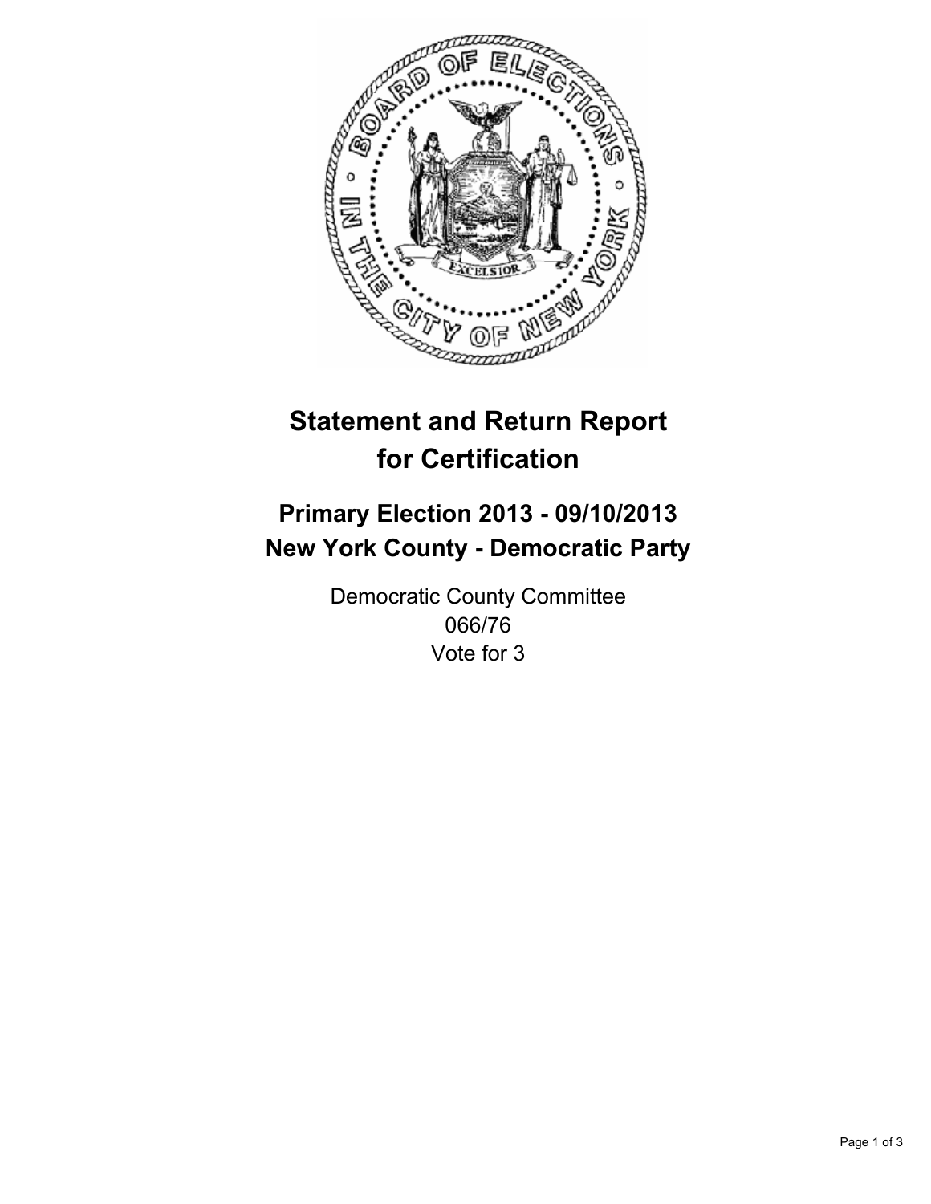# Statement and Return Report for Certification

## Primary Election 2013 - 09/10/2013
## New York County - Democratic Party

Democratic County Committee
066/76
Vote for 3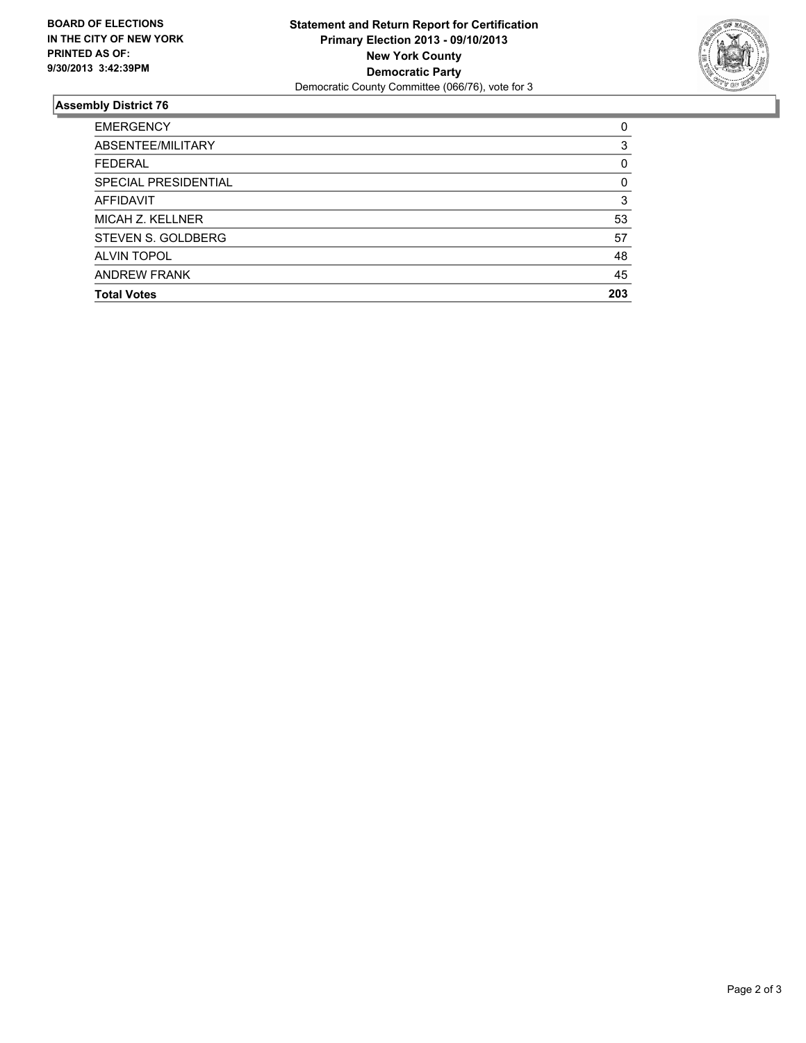**BOARD OF ELECTIONS IN THE CITY OF NEW YORK PRINTED AS OF: 9/30/2013 3:42:39PM**

**Statement and Return Report for Certification**
**Primary Election 2013 - 09/10/2013**
**New York County**
**Democratic Party**
Democratic County Committee (066/76), vote for 3

## Assembly District 76

| | |
|---|---|
| EMERGENCY | 0 |
| ABSENTEE/MILITARY | 3 |
| FEDERAL | 0 |
| SPECIAL PRESIDENTIAL | 0 |
| AFFIDAVIT | 3 |
| MICAH Z. KELLNER | 53 |
| STEVEN S. GOLDBERG | 57 |
| ALVIN TOPOL | 48 |
| ANDREW FRANK | 45 |
| **Total Votes** | **203** |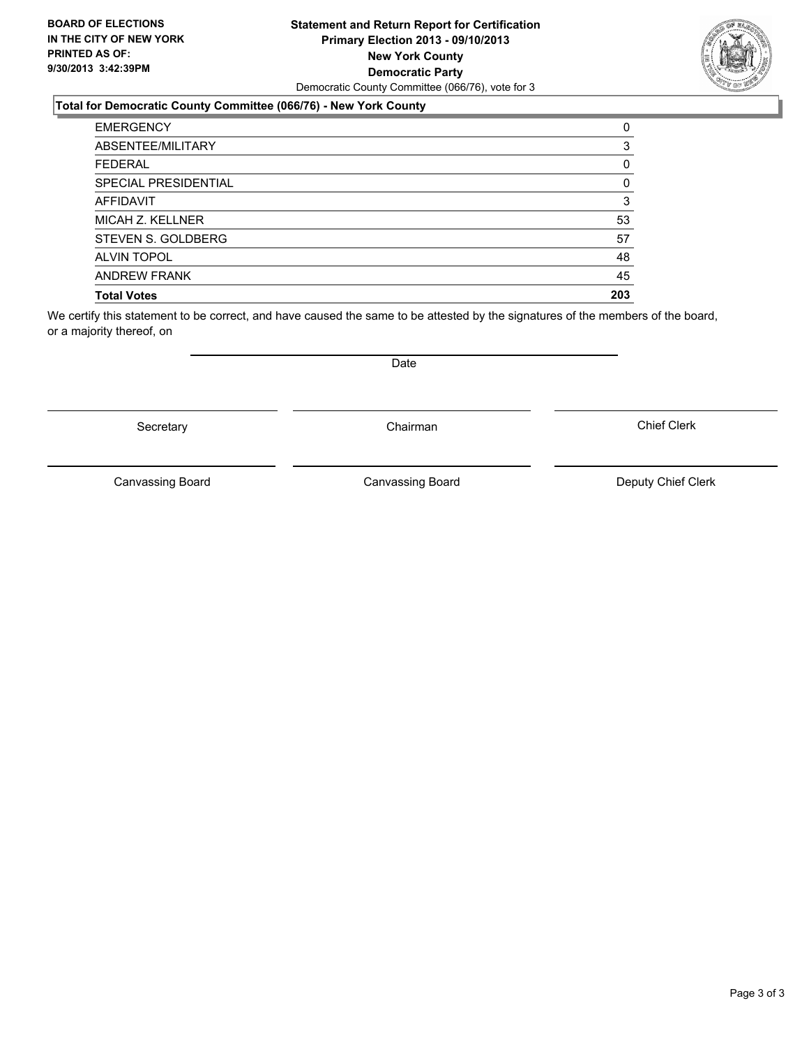**BOARD OF ELECTIONS IN THE CITY OF NEW YORK PRINTED AS OF: 9/30/2013 3:42:39PM**

**Statement and Return Report for Certification**
**Primary Election 2013 - 09/10/2013**
**New York County**
**Democratic Party**
Democratic County Committee (066/76), vote for 3

### Total for Democratic County Committee (066/76) - New York County

| | |
|---|---|
| EMERGENCY | 0 |
| ABSENTEE/MILITARY | 3 |
| FEDERAL | 0 |
| SPECIAL PRESIDENTIAL | 0 |
| AFFIDAVIT | 3 |
| MICAH Z. KELLNER | 53 |
| STEVEN S. GOLDBERG | 57 |
| ALVIN TOPOL | 48 |
| ANDREW FRANK | 45 |
| **Total Votes** | **203** |

We certify this statement to be correct, and have caused the same to be attested by the signatures of the members of the board, or a majority thereof, on

Date

Secretary

Chairman

Chief Clerk

Canvassing Board

Canvassing Board

Deputy Chief Clerk